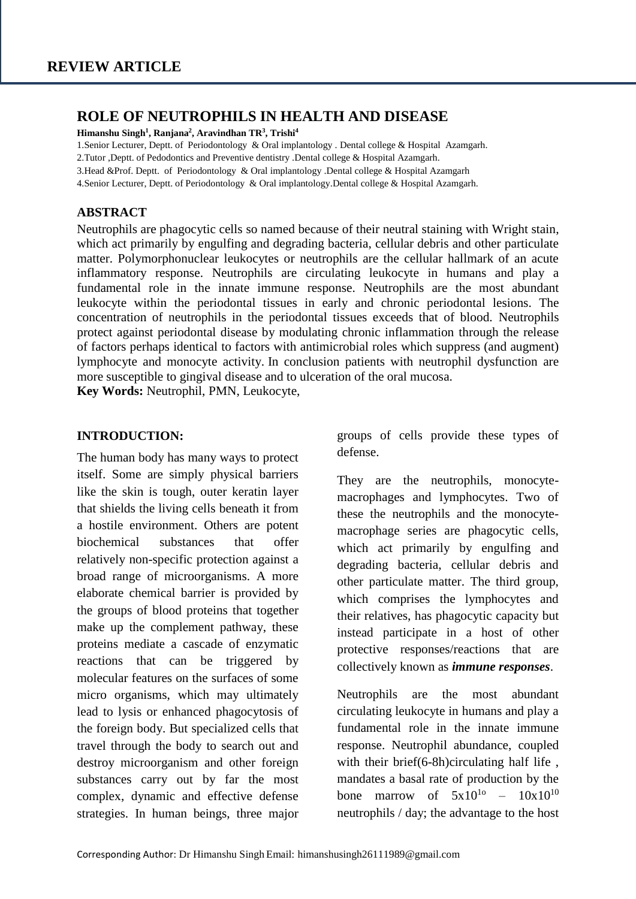**REVIEW ARTICLE**

# ROLE OF NEUTROPHILS IN HEALTH AND DISEASE

**Himanshu Singh[1], Ranjana[2], Aravindhan TR[3], Trishi[4]**

1.Senior Lecturer, Deptt. of Periodontology & Oral implantology . Dental college & Hospital Azamgarh.

2.Tutor ,Deptt. of Pedodontics and Preventive dentistry .Dental college & Hospital Azamgarh.

3.Head &Prof. Deptt. of Periodontology & Oral implantology .Dental college & Hospital Azamgarh

4.Senior Lecturer, Deptt. of Periodontology & Oral implantology.Dental college & Hospital Azamgarh.

## ABSTRACT

Neutrophils are phagocytic cells so named because of their neutral staining with Wright stain, which act primarily by engulfing and degrading bacteria, cellular debris and other particulate matter. Polymorphonuclear leukocytes or neutrophils are the cellular hallmark of an acute inflammatory response. Neutrophils are circulating leukocyte in humans and play a fundamental role in the innate immune response. Neutrophils are the most abundant leukocyte within the periodontal tissues in early and chronic periodontal lesions. The concentration of neutrophils in the periodontal tissues exceeds that of blood. Neutrophils protect against periodontal disease by modulating chronic inflammation through the release of factors perhaps identical to factors with antimicrobial roles which suppress (and augment) lymphocyte and monocyte activity. In conclusion patients with neutrophil dysfunction are more susceptible to gingival disease and to ulceration of the oral mucosa.

**Key Words:** Neutrophil, PMN, Leukocyte,

## INTRODUCTION:

The human body has many ways to protect itself. Some are simply physical barriers like the skin is tough, outer keratin layer that shields the living cells beneath it from a hostile environment. Others are potent biochemical substances that offer relatively non-specific protection against a broad range of microorganisms. A more elaborate chemical barrier is provided by the groups of blood proteins that together make up the complement pathway, these proteins mediate a cascade of enzymatic reactions that can be triggered by molecular features on the surfaces of some micro organisms, which may ultimately lead to lysis or enhanced phagocytosis of the foreign body. But specialized cells that travel through the body to search out and destroy microorganism and other foreign substances carry out by far the most complex, dynamic and effective defense strategies. In human beings, three major groups of cells provide these types of defense.

They are the neutrophils, monocyte-macrophages and lymphocytes. Two of these the neutrophils and the monocyte-macrophage series are phagocytic cells, which act primarily by engulfing and degrading bacteria, cellular debris and other particulate matter. The third group, which comprises the lymphocytes and their relatives, has phagocytic capacity but instead participate in a host of other protective responses/reactions that are collectively known as ***immune responses***.

Neutrophils are the most abundant circulating leukocyte in humans and play a fundamental role in the innate immune response. Neutrophil abundance, coupled with their brief(6-8h)circulating half life , mandates a basal rate of production by the bone marrow of $5x10^{1o}$ – $10x10^{10}$ neutrophils / day; the advantage to the host

Corresponding Author: Dr Himanshu Singh Email: himanshusingh26111989@gmail.com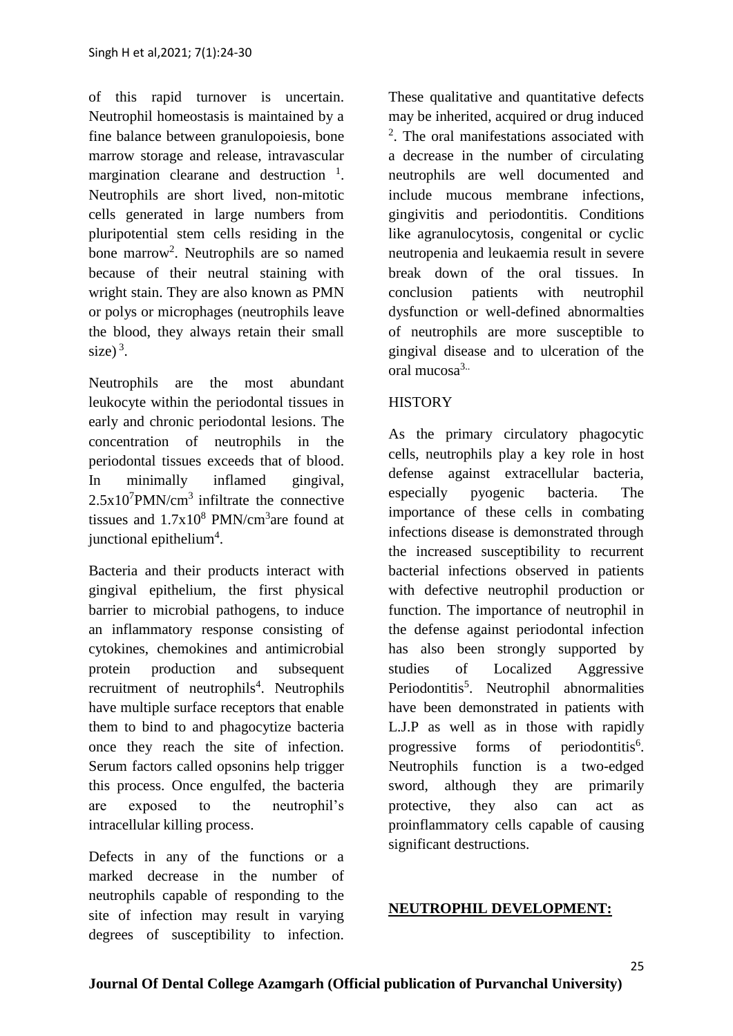of this rapid turnover is uncertain. Neutrophil homeostasis is maintained by a fine balance between granulopoiesis, bone marrow storage and release, intravascular margination clearane and destruction [1]. Neutrophils are short lived, non-mitotic cells generated in large numbers from pluripotential stem cells residing in the bone marrow[2]. Neutrophils are so named because of their neutral staining with wright stain. They are also known as PMN or polys or microphages (neutrophils leave the blood, they always retain their small size) [3].

Neutrophils are the most abundant leukocyte within the periodontal tissues in early and chronic periodontal lesions. The concentration of neutrophils in the periodontal tissues exceeds that of blood. In minimally inflamed gingival, $2.5x10^7$PMN/$cm^3$ infiltrate the connective tissues and $1.7x10^8$ PMN/$cm^3$are found at junctional epithelium[4].

Bacteria and their products interact with gingival epithelium, the first physical barrier to microbial pathogens, to induce an inflammatory response consisting of cytokines, chemokines and antimicrobial protein production and subsequent recruitment of neutrophils[4]. Neutrophils have multiple surface receptors that enable them to bind to and phagocytize bacteria once they reach the site of infection. Serum factors called opsonins help trigger this process. Once engulfed, the bacteria are exposed to the neutrophil's intracellular killing process.

Defects in any of the functions or a marked decrease in the number of neutrophils capable of responding to the site of infection may result in varying degrees of susceptibility to infection. These qualitative and quantitative defects may be inherited, acquired or drug induced [2]. The oral manifestations associated with a decrease in the number of circulating neutrophils are well documented and include mucous membrane infections, gingivitis and periodontitis. Conditions like agranulocytosis, congenital or cyclic neutropenia and leukaemia result in severe break down of the oral tissues. In conclusion patients with neutrophil dysfunction or well-defined abnormalties of neutrophils are more susceptible to gingival disease and to ulceration of the oral mucosa[3].

## HISTORY

As the primary circulatory phagocytic cells, neutrophils play a key role in host defense against extracellular bacteria, especially pyogenic bacteria. The importance of these cells in combating infections disease is demonstrated through the increased susceptibility to recurrent bacterial infections observed in patients with defective neutrophil production or function. The importance of neutrophil in the defense against periodontal infection has also been strongly supported by studies of Localized Aggressive Periodontitis[5]. Neutrophil abnormalities have been demonstrated in patients with L.J.P as well as in those with rapidly progressive forms of periodontitis[6]. Neutrophils function is a two-edged sword, although they are primarily protective, they also can act as proinflammatory cells capable of causing significant destructions.

## NEUTROPHIL DEVELOPMENT: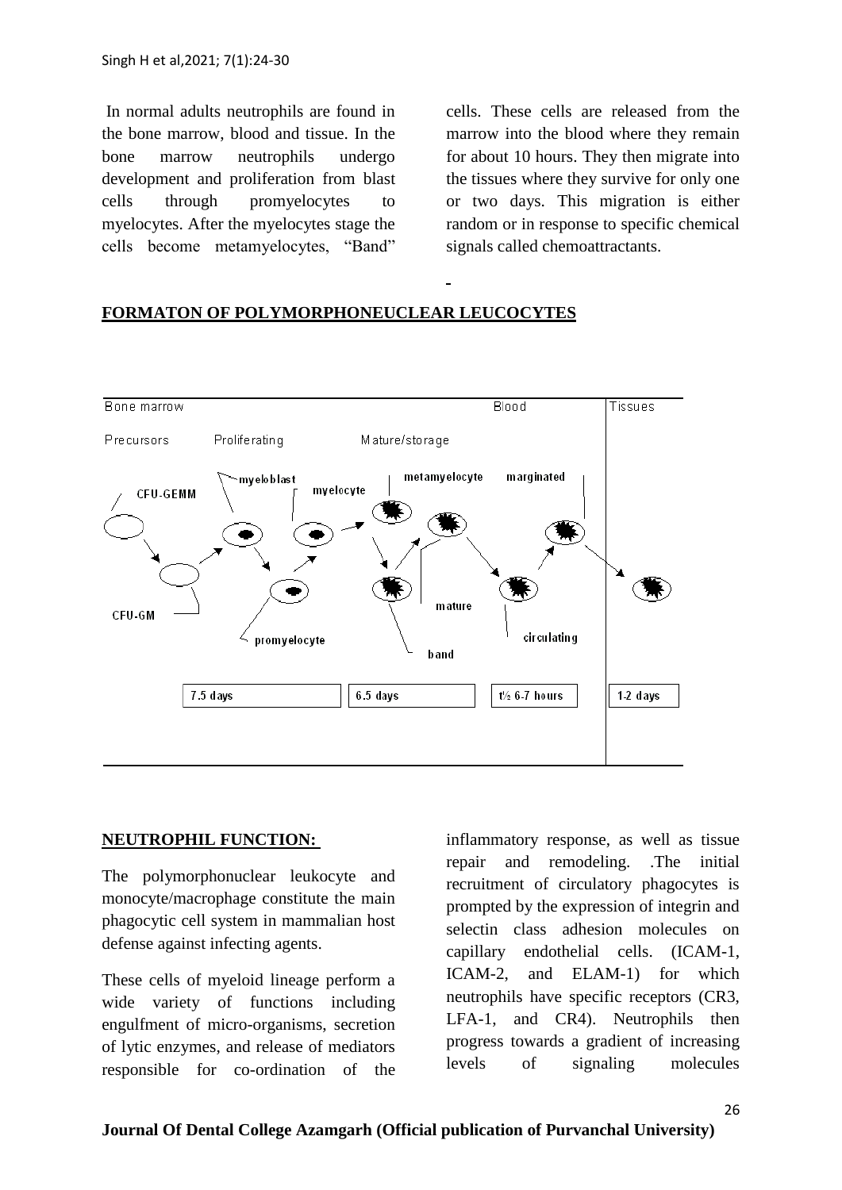In normal adults neutrophils are found in the bone marrow, blood and tissue. In the bone marrow neutrophils undergo development and proliferation from blast cells through promyelocytes to myelocytes. After the myelocytes stage the cells become metamyelocytes, "Band" cells. These cells are released from the marrow into the blood where they remain for about 10 hours. They then migrate into the tissues where they survive for only one or two days. This migration is either random or in response to specific chemical signals called chemoattractants.

## FORMATON OF POLYMORPHONEUCLEAR LEUCOCYTES

## NEUTROPHIL FUNCTION:

The polymorphonuclear leukocyte and monocyte/macrophage constitute the main phagocytic cell system in mammalian host defense against infecting agents.

These cells of myeloid lineage perform a wide variety of functions including engulfment of micro-organisms, secretion of lytic enzymes, and release of mediators responsible for co-ordination of the inflammatory response, as well as tissue repair and remodeling. .The initial recruitment of circulatory phagocytes is prompted by the expression of integrin and selectin class adhesion molecules on capillary endothelial cells. (ICAM-1, ICAM-2, and ELAM-1) for which neutrophils have specific receptors (CR3, LFA-1, and CR4). Neutrophils then progress towards a gradient of increasing levels of signaling molecules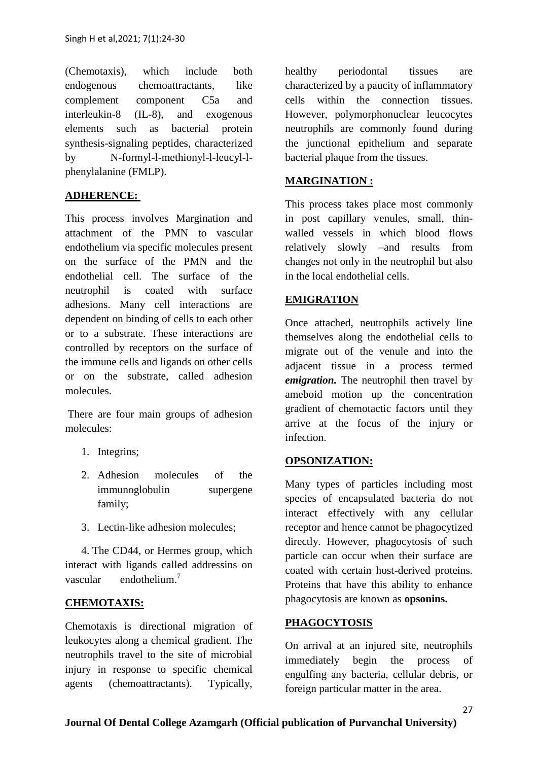(Chemotaxis), which include both endogenous chemoattractants, like complement component C5a and interleukin-8 (IL-8), and exogenous elements such as bacterial protein synthesis-signaling peptides, characterized by N-formyl-l-methionyl-l-leucyl-l-phenylalanine (FMLP).

## ADHERENCE:

This process involves Margination and attachment of the PMN to vascular endothelium via specific molecules present on the surface of the PMN and the endothelial cell. The surface of the neutrophil is coated with surface adhesions. Many cell interactions are dependent on binding of cells to each other or to a substrate. These interactions are controlled by receptors on the surface of the immune cells and ligands on other cells or on the substrate, called adhesion molecules.

There are four main groups of adhesion molecules:

1. Integrins;
2. Adhesion molecules of the immunoglobulin supergene family;
3. Lectin-like adhesion molecules;
4. The CD44, or Hermes group, which interact with ligands called addressins on vascular endothelium.[7]

## CHEMOTAXIS:

Chemotaxis is directional migration of leukocytes along a chemical gradient. The neutrophils travel to the site of microbial injury in response to specific chemical agents (chemoattractants). Typically, healthy periodontal tissues are characterized by a paucity of inflammatory cells within the connection tissues. However, polymorphonuclear leucocytes neutrophils are commonly found during the junctional epithelium and separate bacterial plaque from the tissues.

## MARGINATION :

This process takes place most commonly in post capillary venules, small, thin-walled vessels in which blood flows relatively slowly –and results from changes not only in the neutrophil but also in the local endothelial cells.

## EMIGRATION

Once attached, neutrophils actively line themselves along the endothelial cells to migrate out of the venule and into the adjacent tissue in a process termed ***emigration.*** The neutrophil then travel by ameboid motion up the concentration gradient of chemotactic factors until they arrive at the focus of the injury or infection.

## OPSONIZATION:

Many types of particles including most species of encapsulated bacteria do not interact effectively with any cellular receptor and hence cannot be phagocytized directly. However, phagocytosis of such particle can occur when their surface are coated with certain host-derived proteins. Proteins that have this ability to enhance phagocytosis are known as **opsonins.**

## PHAGOCYTOSIS

On arrival at an injured site, neutrophils immediately begin the process of engulfing any bacteria, cellular debris, or foreign particular matter in the area.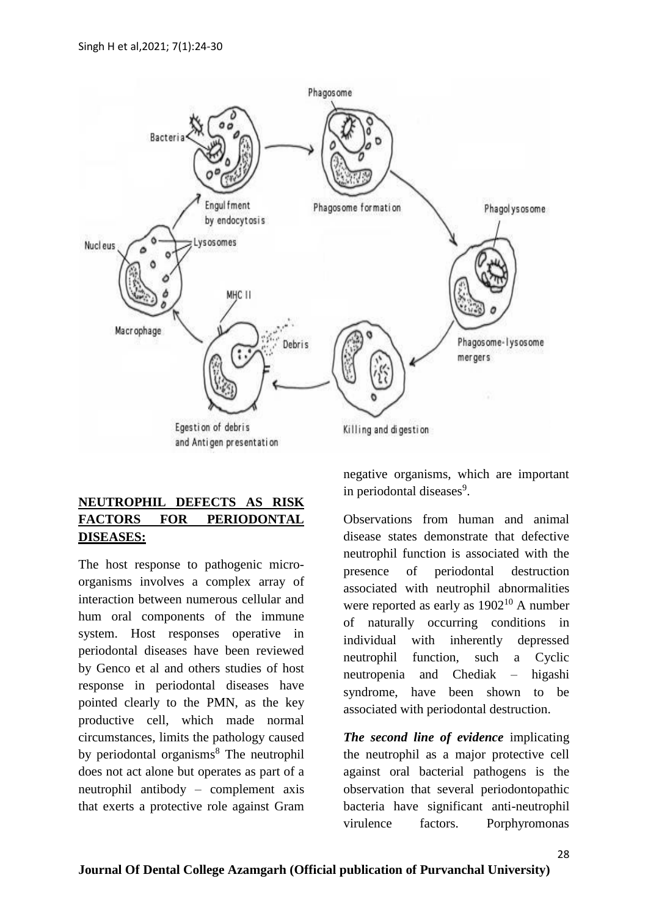## NEUTROPHIL DEFECTS AS RISK FACTORS FOR PERIODONTAL DISEASES:

The host response to pathogenic micro-organisms involves a complex array of interaction between numerous cellular and hum oral components of the immune system. Host responses operative in periodontal diseases have been reviewed by Genco et al and others studies of host response in periodontal diseases have pointed clearly to the PMN, as the key productive cell, which made normal circumstances, limits the pathology caused by periodontal organisms[8] The neutrophil does not act alone but operates as part of a neutrophil antibody – complement axis that exerts a protective role against Gram negative organisms, which are important in periodontal diseases[9].

Observations from human and animal disease states demonstrate that defective neutrophil function is associated with the presence of periodontal destruction associated with neutrophil abnormalities were reported as early as 1902[10] A number of naturally occurring conditions in individual with inherently depressed neutrophil function, such a Cyclic neutropenia and Chediak – higashi syndrome, have been shown to be associated with periodontal destruction.

***The second line of evidence*** implicating the neutrophil as a major protective cell against oral bacterial pathogens is the observation that several periodontopathic bacteria have significant anti-neutrophil virulence factors. Porphyromonas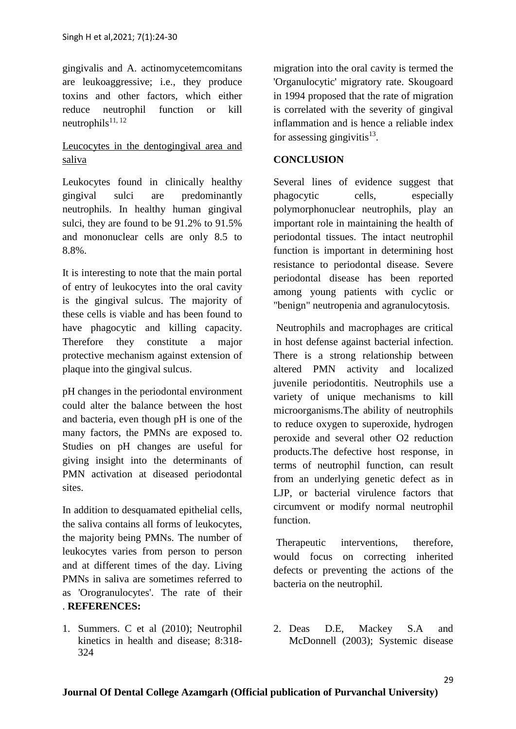gingivalis and A. actinomycetemcomitans are leukoaggressive; i.e., they produce toxins and other factors, which either reduce neutrophil function or kill neutrophils[11, 12]

Leucocytes in the dentogingival area and saliva

Leukocytes found in clinically healthy gingival sulci are predominantly neutrophils. In healthy human gingival sulci, they are found to be 91.2% to 91.5% and mononuclear cells are only 8.5 to 8.8%.

It is interesting to note that the main portal of entry of leukocytes into the oral cavity is the gingival sulcus. The majority of these cells is viable and has been found to have phagocytic and killing capacity. Therefore they constitute a major protective mechanism against extension of plaque into the gingival sulcus.

pH changes in the periodontal environment could alter the balance between the host and bacteria, even though pH is one of the many factors, the PMNs are exposed to. Studies on pH changes are useful for giving insight into the determinants of PMN activation at diseased periodontal sites.

In addition to desquamated epithelial cells, the saliva contains all forms of leukocytes, the majority being PMNs. The number of leukocytes varies from person to person and at different times of the day. Living PMNs in saliva are sometimes referred to as 'Orogranulocytes'. The rate of their migration into the oral cavity is termed the 'Organulocytic' migratory rate. Skougoard in 1994 proposed that the rate of migration is correlated with the severity of gingival inflammation and is hence a reliable index for assessing gingivitis[13].

## CONCLUSION

Several lines of evidence suggest that phagocytic cells, especially polymorphonuclear neutrophils, play an important role in maintaining the health of periodontal tissues. The intact neutrophil function is important in determining host resistance to periodontal disease. Severe periodontal disease has been reported among young patients with cyclic or "benign" neutropenia and agranulocytosis.

Neutrophils and macrophages are critical in host defense against bacterial infection. There is a strong relationship between altered PMN activity and localized juvenile periodontitis. Neutrophils use a variety of unique mechanisms to kill microorganisms.The ability of neutrophils to reduce oxygen to superoxide, hydrogen peroxide and several other O2 reduction products.The defective host response, in terms of neutrophil function, can result from an underlying genetic defect as in LJP, or bacterial virulence factors that circumvent or modify normal neutrophil function.

Therapeutic interventions, therefore, would focus on correcting inherited defects or preventing the actions of the bacteria on the neutrophil.

## REFERENCES:

1. Summers. C et al (2010); Neutrophil kinetics in health and disease; 8:318-324
2. Deas D.E, Mackey S.A and McDonnell (2003); Systemic disease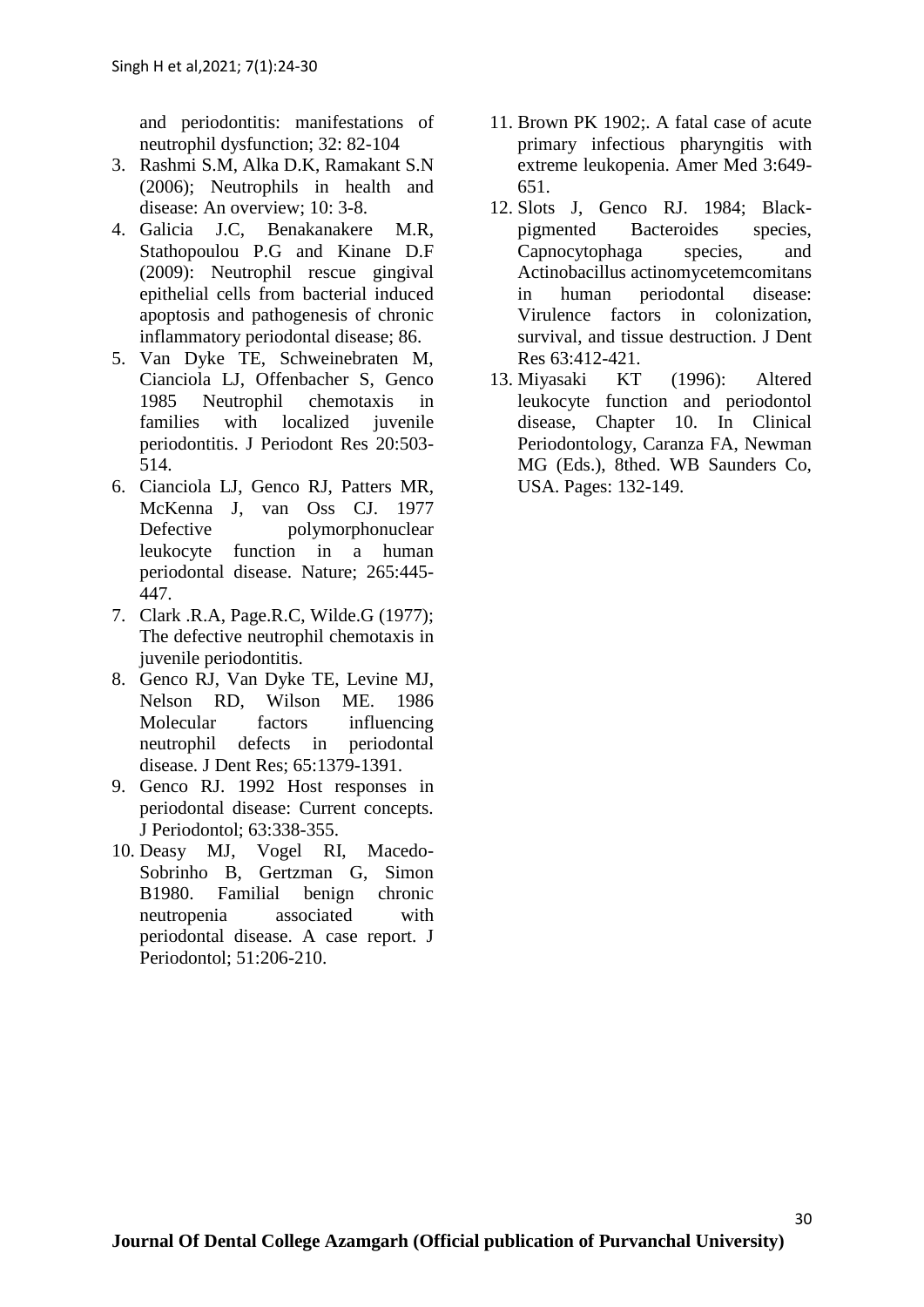and periodontitis: manifestations of neutrophil dysfunction; 32: 82-104

3. Rashmi S.M, Alka D.K, Ramakant S.N (2006); Neutrophils in health and disease: An overview; 10: 3-8.
4. Galicia J.C, Benakanakere M.R, Stathopoulou P.G and Kinane D.F (2009): Neutrophil rescue gingival epithelial cells from bacterial induced apoptosis and pathogenesis of chronic inflammatory periodontal disease; 86.
5. Van Dyke TE, Schweinebraten M, Cianciola LJ, Offenbacher S, Genco 1985 Neutrophil chemotaxis in families with localized juvenile periodontitis. J Periodont Res 20:503-514.
6. Cianciola LJ, Genco RJ, Patters MR, McKenna J, van Oss CJ. 1977 Defective polymorphonuclear leukocyte function in a human periodontal disease. Nature; 265:445-447.
7. Clark .R.A, Page.R.C, Wilde.G (1977); The defective neutrophil chemotaxis in juvenile periodontitis.
8. Genco RJ, Van Dyke TE, Levine MJ, Nelson RD, Wilson ME. 1986 Molecular factors influencing neutrophil defects in periodontal disease. J Dent Res; 65:1379-1391.
9. Genco RJ. 1992 Host responses in periodontal disease: Current concepts. J Periodontol; 63:338-355.
10. Deasy MJ, Vogel RI, Macedo-Sobrinho B, Gertzman G, Simon B1980. Familial benign chronic neutropenia associated with periodontal disease. A case report. J Periodontol; 51:206-210.
11. Brown PK 1902;. A fatal case of acute primary infectious pharyngitis with extreme leukopenia. Amer Med 3:649-651.
12. Slots J, Genco RJ. 1984; Black-pigmented Bacteroides species, Capnocytophaga species, and Actinobacillus actinomycetemcomitans in human periodontal disease: Virulence factors in colonization, survival, and tissue destruction. J Dent Res 63:412-421.
13. Miyasaki KT (1996): Altered leukocyte function and periodontol disease, Chapter 10. In Clinical Periodontology, Caranza FA, Newman MG (Eds.), 8thed. WB Saunders Co, USA. Pages: 132-149.